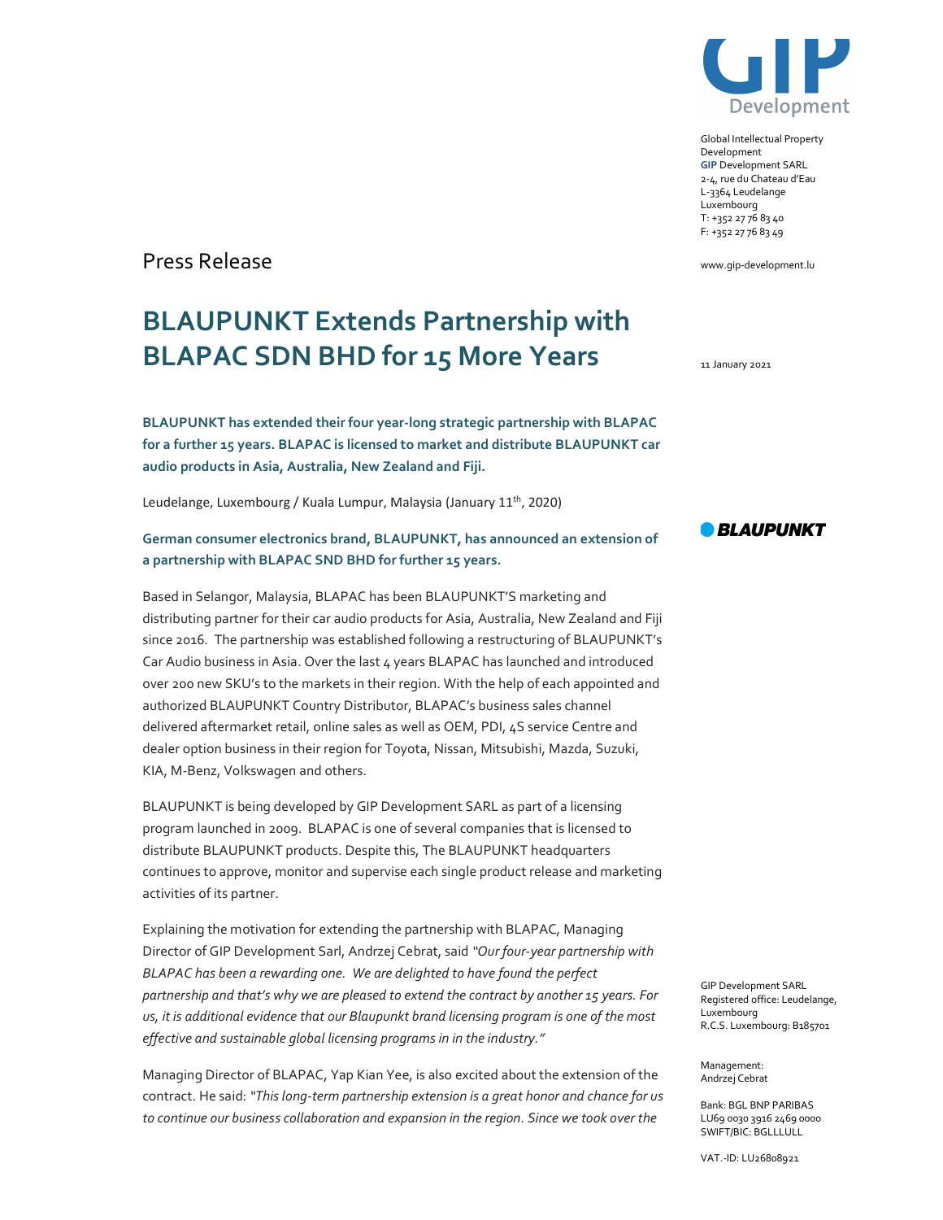Global Intellectual Property Development
GIP Development SARL
2-4, rue du Chateau d'Eau
L-3364 Leudelange
Luxembourg
T: +352 27 76 83 40
F: +352 27 76 83 49

www.gip-development.lu

Press Release

# BLAUPUNKT Extends Partnership with BLAPAC SDN BHD for 15 More Years

11 January 2021

**BLAUPUNKT has extended their four year-long strategic partnership with BLAPAC for a further 15 years. BLAPAC is licensed to market and distribute BLAUPUNKT car audio products in Asia, Australia, New Zealand and Fiji.**

Leudelange, Luxembourg / Kuala Lumpur, Malaysia (January 11th, 2020)

**German consumer electronics brand, BLAUPUNKT, has announced an extension of a partnership with BLAPAC SND BHD for further 15 years.**

Based in Selangor, Malaysia, BLAPAC has been BLAUPUNKT'S marketing and distributing partner for their car audio products for Asia, Australia, New Zealand and Fiji since 2016. The partnership was established following a restructuring of BLAUPUNKT's Car Audio business in Asia. Over the last 4 years BLAPAC has launched and introduced over 200 new SKU's to the markets in their region. With the help of each appointed and authorized BLAUPUNKT Country Distributor, BLAPAC's business sales channel delivered aftermarket retail, online sales as well as OEM, PDI, 4S service Centre and dealer option business in their region for Toyota, Nissan, Mitsubishi, Mazda, Suzuki, KIA, M-Benz, Volkswagen and others.

BLAUPUNKT is being developed by GIP Development SARL as part of a licensing program launched in 2009. BLAPAC is one of several companies that is licensed to distribute BLAUPUNKT products. Despite this, The BLAUPUNKT headquarters continues to approve, monitor and supervise each single product release and marketing activities of its partner.

Explaining the motivation for extending the partnership with BLAPAC, Managing Director of GIP Development Sarl, Andrzej Cebrat, said *"Our four-year partnership with BLAPAC has been a rewarding one. We are delighted to have found the perfect partnership and that's why we are pleased to extend the contract by another 15 years. For us, it is additional evidence that our Blaupunkt brand licensing program is one of the most effective and sustainable global licensing programs in in the industry."*

Managing Director of BLAPAC, Yap Kian Yee, is also excited about the extension of the contract. He said: *"This long-term partnership extension is a great honor and chance for us to continue our business collaboration and expansion in the region. Since we took over the*

GIP Development SARL
Registered office: Leudelange, Luxembourg
R.C.S. Luxembourg: B185701

Management:
Andrzej Cebrat

Bank: BGL BNP PARIBAS
LU69 0030 3916 2469 0000
SWIFT/BIC: BGLLLULL

VAT.-ID: LU26808921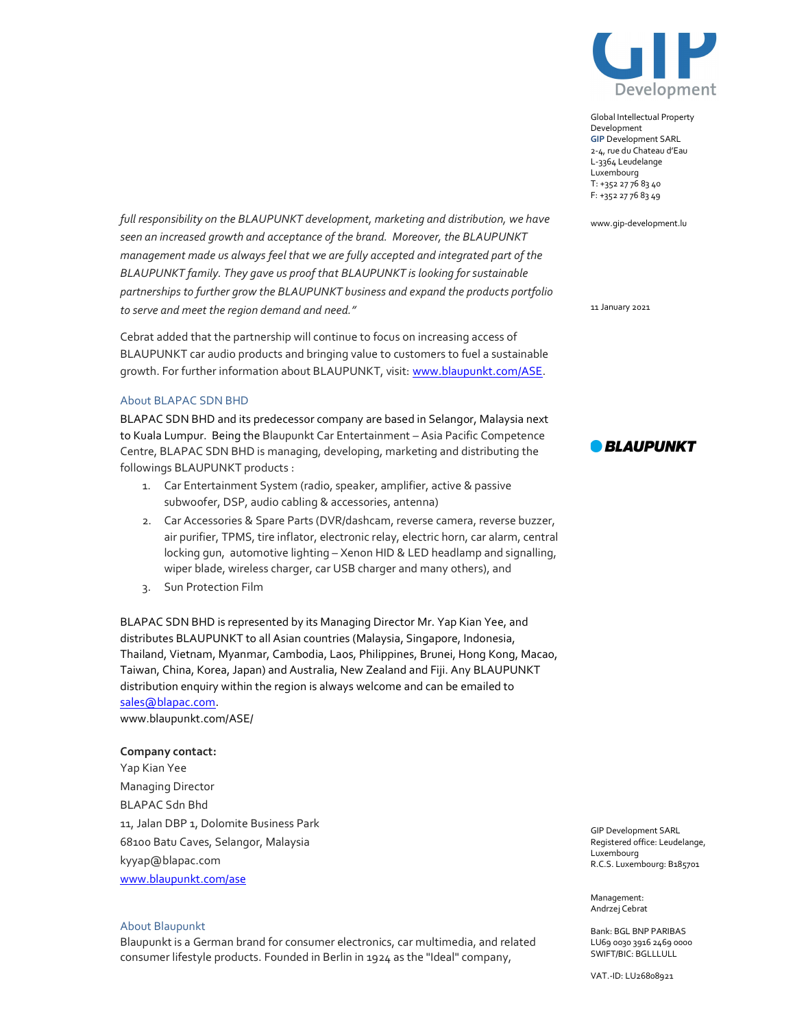*full responsibility on the BLAUPUNKT development, marketing and distribution, we have seen an increased growth and acceptance of the brand. Moreover, the BLAUPUNKT management made us always feel that we are fully accepted and integrated part of the BLAUPUNKT family. They gave us proof that BLAUPUNKT is looking for sustainable partnerships to further grow the BLAUPUNKT business and expand the products portfolio to serve and meet the region demand and need."*

Cebrat added that the partnership will continue to focus on increasing access of BLAUPUNKT car audio products and bringing value to customers to fuel a sustainable growth. For further information about BLAUPUNKT, visit: [www.blaupunkt.com/ASE](www.blaupunkt.com/ASE).

### About BLAPAC SDN BHD

BLAPAC SDN BHD and its predecessor company are based in Selangor, Malaysia next to Kuala Lumpur. Being the Blaupunkt Car Entertainment – Asia Pacific Competence Centre, BLAPAC SDN BHD is managing, developing, marketing and distributing the followings BLAUPUNKT products :

1. Car Entertainment System (radio, speaker, amplifier, active & passive subwoofer, DSP, audio cabling & accessories, antenna)
2. Car Accessories & Spare Parts (DVR/dashcam, reverse camera, reverse buzzer, air purifier, TPMS, tire inflator, electronic relay, electric horn, car alarm, central locking gun, automotive lighting – Xenon HID & LED headlamp and signalling, wiper blade, wireless charger, car USB charger and many others), and
3. Sun Protection Film

BLAPAC SDN BHD is represented by its Managing Director Mr. Yap Kian Yee, and distributes BLAUPUNKT to all Asian countries (Malaysia, Singapore, Indonesia, Thailand, Vietnam, Myanmar, Cambodia, Laos, Philippines, Brunei, Hong Kong, Macao, Taiwan, China, Korea, Japan) and Australia, New Zealand and Fiji. Any BLAUPUNKT distribution enquiry within the region is always welcome and can be emailed to [sales@blapac.com](mailto:sales@blapac.com).
www.blaupunkt.com/ASE/

**Company contact:**
Yap Kian Yee
Managing Director
BLAPAC Sdn Bhd
11, Jalan DBP 1, Dolomite Business Park
68100 Batu Caves, Selangor, Malaysia
kyyap@blapac.com
[www.blaupunkt.com/ase](www.blaupunkt.com/ase)

### About Blaupunkt

Blaupunkt is a German brand for consumer electronics, car multimedia, and related consumer lifestyle products. Founded in Berlin in 1924 as the "Ideal" company,

---

Global Intellectual Property Development
GIP Development SARL
2-4, rue du Chateau d'Eau
L-3364 Leudelange
Luxembourg
T: +352 27 76 83 40
F: +352 27 76 83 49

www.gip-development.lu

11 January 2021

BLAUPUNKT

GIP Development SARL
Registered office: Leudelange, Luxembourg
R.C.S. Luxembourg: B185701

Management:
Andrzej Cebrat

Bank: BGL BNP PARIBAS
LU69 0030 3916 2469 0000
SWIFT/BIC: BGLLLULL

VAT.-ID: LU26808921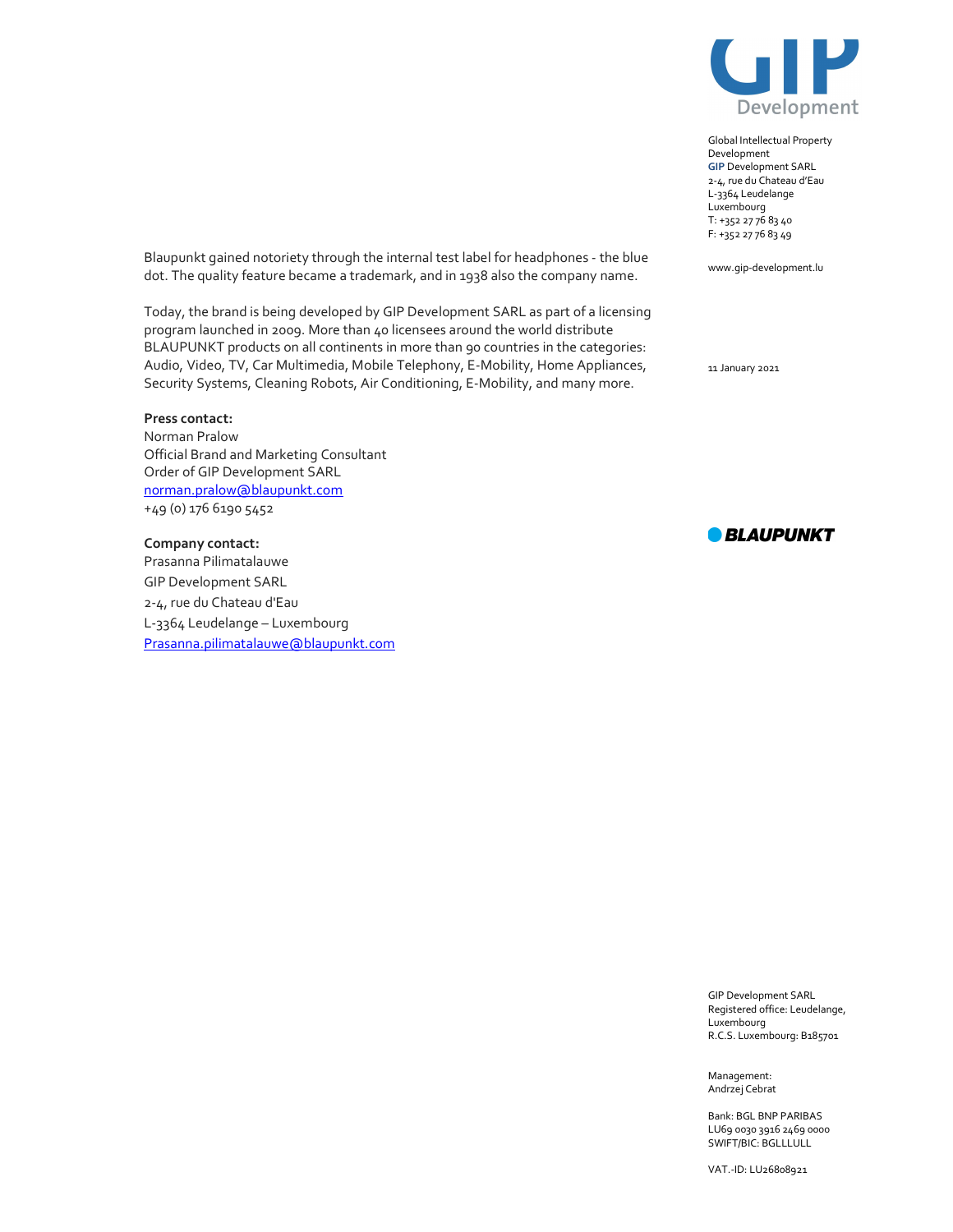Global Intellectual Property Development
GIP Development SARL
2-4, rue du Chateau d'Eau
L-3364 Leudelange
Luxembourg
T: +352 27 76 83 40
F: +352 27 76 83 49

www.gip-development.lu

11 January 2021

Blaupunkt gained notoriety through the internal test label for headphones - the blue dot. The quality feature became a trademark, and in 1938 also the company name.

Today, the brand is being developed by GIP Development SARL as part of a licensing program launched in 2009. More than 40 licensees around the world distribute BLAUPUNKT products on all continents in more than 90 countries in the categories: Audio, Video, TV, Car Multimedia, Mobile Telephony, E-Mobility, Home Appliances, Security Systems, Cleaning Robots, Air Conditioning, E-Mobility, and many more.

**Press contact:**
Norman Pralow
Official Brand and Marketing Consultant
Order of GIP Development SARL
norman.pralow@blaupunkt.com
+49 (0) 176 6190 5452

**Company contact:**
Prasanna Pilimatalauwe
GIP Development SARL
2-4, rue du Chateau d'Eau
L-3364 Leudelange – Luxembourg
Prasanna.pilimatalauwe@blaupunkt.com

GIP Development SARL
Registered office: Leudelange, Luxembourg
R.C.S. Luxembourg: B185701

Management:
Andrzej Cebrat

Bank: BGL BNP PARIBAS
LU69 0030 3916 2469 0000
SWIFT/BIC: BGLLLULL

VAT.-ID: LU26808921